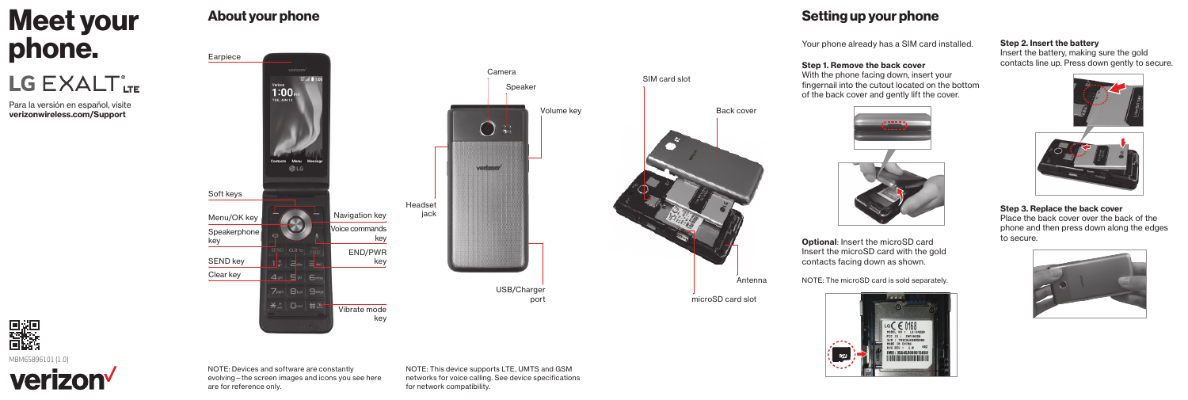# Meet your phone.

LG EXALT® LTE

Para la versión en español, visite **verizonwireless.com/Support**

MBM65896101 (1.0)

verizon

## About your phone

Earpiece

Soft keys

Menu/OK key

Speakerphone key

SEND key

Clear key

Navigation key

Voice commands key

END/PWR key

Vibrate mode key

Camera

Speaker

Volume key

Headset jack

USB/Charger port

SIM card slot

Back cover

Antenna

microSD card slot

NOTE: Devices and software are constantly evolving – the screen images and icons you see here are for reference only.

NOTE: This device supports LTE, UMTS and GSM networks for voice calling. See device specifications for network compatibility.

## Setting up your phone

Your phone already has a SIM card installed.

**Step 1. Remove the back cover**
With the phone facing down, insert your fingernail into the cutout located on the bottom of the back cover and gently lift the cover.

**Optional**: Insert the microSD card
Insert the microSD card with the gold contacts facing down as shown.

NOTE: The microSD card is sold separately.

**Step 2. Insert the battery**
Insert the battery, making sure the gold contacts line up. Press down gently to secure.

**Step 3. Replace the back cover**
Place the back cover over the back of the phone and then press down along the edges to secure.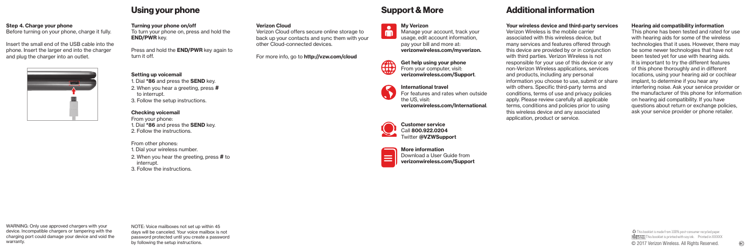## Using your phone

**Step 4. Charge your phone**
Before turning on your phone, charge it fully.

Insert the small end of the USB cable into the phone. Insert the larger end into the charger and plug the charger into an outlet.

WARNING: Only use approved chargers with your device. Incompatible chargers or tampering with the charging port could damage your device and void the warranty.

**Turning your phone on/off**
To turn your phone on, press and hold the **END/PWR** key.

Press and hold the **END/PWR** key again to turn it off.

**Setting up voicemail**

1. Dial **\*86** and press the **SEND** key.
2. When you hear a greeting, press **#** to interrupt.
3. Follow the setup instructions.

**Checking voicemail**

From your phone:

1. Dial **\*86** and press the **SEND** key.
2. Follow the instructions.

From other phones:

1. Dial your wireless number.
2. When you hear the greeting, press **#** to interrupt.
3. Follow the instructions.

NOTE: Voice mailboxes not set up within 45 days will be canceled. Your voice mailbox is not password protected until you create a password by following the setup instructions.

**Verizon Cloud**
Verizon Cloud offers secure online storage to back up your contacts and sync them with your other Cloud-connected devices.

For more info, go to **http://vzw.com/cloud**

## Support & More

**My Verizon**
Manage your account, track your usage, edit account information, pay your bill and more at: **verizonwireless.com/myverizon.**

**Get help using your phone**
From your computer, visit: **verizonwireless.com/Support**.

**International travel**
For features and rates when outside the US, visit: **verizonwireless.com/International**.

**Customer service**
Call **800.922.0204**
Twitter **@VZWSupport**

**More information**
Download a User Guide from **verizonwireless.com/Support**

## Additional information

**Your wireless device and third-party services**
Verizon Wireless is the mobile carrier associated with this wireless device, but many services and features offered through this device are provided by or in conjunction with third parties. Verizon Wireless is not responsible for your use of this device or any non-Verizon Wireless applications, services and products, including any personal information you choose to use, submit or share with others. Specific third-party terms and conditions, terms of use and privacy policies apply. Please review carefully all applicable terms, conditions and policies prior to using this wireless device and any associated application, product or service.

**Hearing aid compatibility information**
This phone has been tested and rated for use with hearing aids for some of the wireless technologies that it uses. However, there may be some newer technologies that have not been tested yet for use with hearing aids. It is important to try the different features of this phone thoroughly and in different locations, using your hearing aid or cochlear implant, to determine if you hear any interfering noise. Ask your service provider or the manufacturer of this phone for information on hearing aid compatibility. If you have questions about return or exchange policies, ask your service provider or phone retailer.

This booklet is made from 100% post-consumer recycled paper.
This booklet is printed with soy ink. Printed in XXXXX
© 2017 Verizon Wireless. All Rights Reserved.